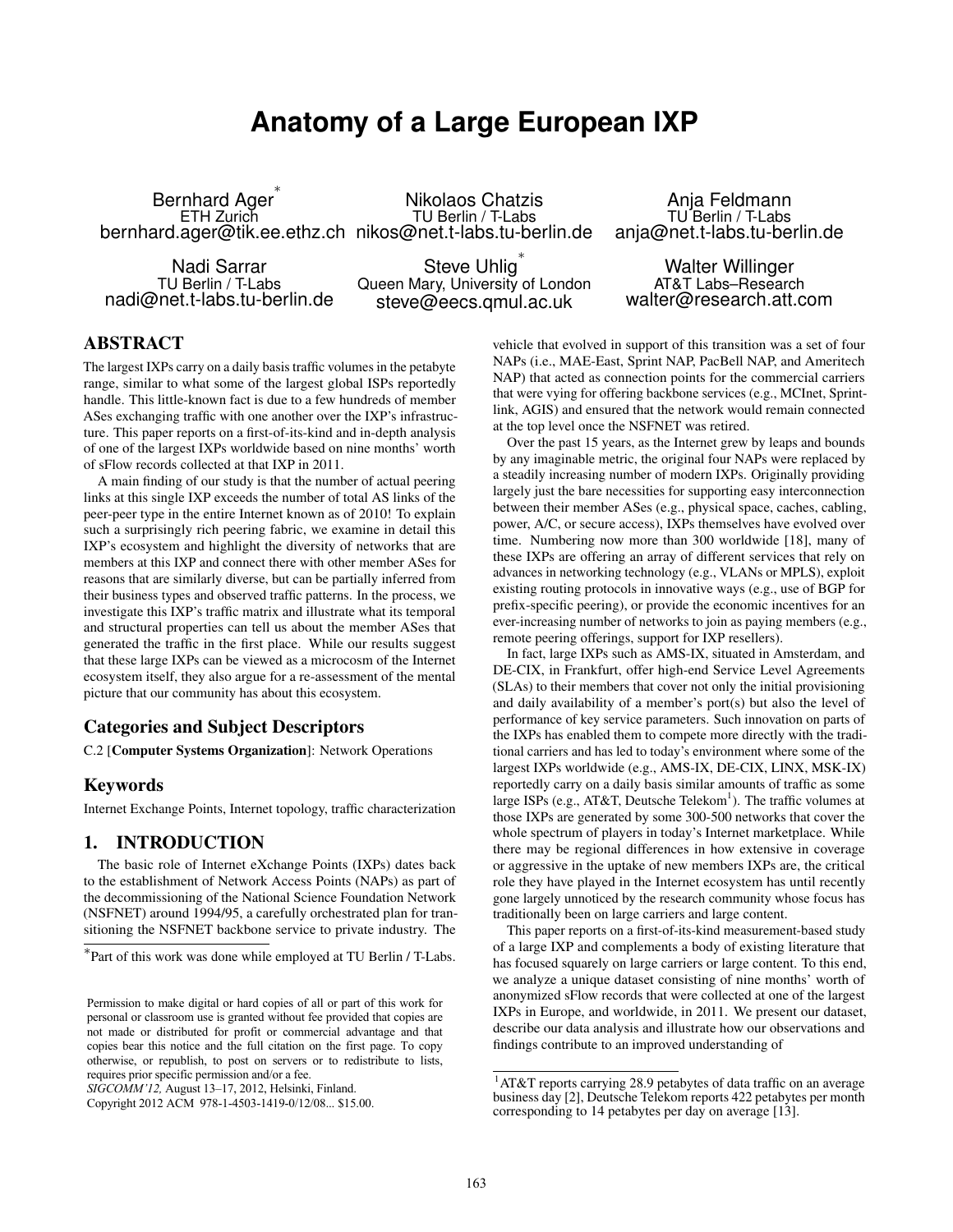# Anatomy of a Large European IXP

Bernhard Ager[*]
ETH Zurich
bernhard.ager@tik.ee.ethz.ch

Nikolaos Chatzis
TU Berlin / T-Labs
nikos@net.t-labs.tu-berlin.de

Anja Feldmann
TU Berlin / T-Labs
anja@net.t-labs.tu-berlin.de

Nadi Sarrar
TU Berlin / T-Labs
nadi@net.t-labs.tu-berlin.de

Steve Uhlig[*]
Queen Mary, University of London
steve@eecs.qmul.ac.uk

Walter Willinger
AT&T Labs–Research
walter@research.att.com

## ABSTRACT

The largest IXPs carry on a daily basis traffic volumes in the petabyte range, similar to what some of the largest global ISPs reportedly handle. This little-known fact is due to a few hundreds of member ASes exchanging traffic with one another over the IXP's infrastructure. This paper reports on a first-of-its-kind and in-depth analysis of one of the largest IXPs worldwide based on nine months' worth of sFlow records collected at that IXP in 2011.

A main finding of our study is that the number of actual peering links at this single IXP exceeds the number of total AS links of the peer-peer type in the entire Internet known as of 2010! To explain such a surprisingly rich peering fabric, we examine in detail this IXP's ecosystem and highlight the diversity of networks that are members at this IXP and connect there with other member ASes for reasons that are similarly diverse, but can be partially inferred from their business types and observed traffic patterns. In the process, we investigate this IXP's traffic matrix and illustrate what its temporal and structural properties can tell us about the member ASes that generated the traffic in the first place. While our results suggest that these large IXPs can be viewed as a microcosm of the Internet ecosystem itself, they also argue for a re-assessment of the mental picture that our community has about this ecosystem.

## Categories and Subject Descriptors

C.2 [**Computer Systems Organization**]: Network Operations

## Keywords

Internet Exchange Points, Internet topology, traffic characterization

## 1. INTRODUCTION

The basic role of Internet eXchange Points (IXPs) dates back to the establishment of Network Access Points (NAPs) as part of the decommissioning of the National Science Foundation Network (NSFNET) around 1994/95, a carefully orchestrated plan for transitioning the NSFNET backbone service to private industry. The vehicle that evolved in support of this transition was a set of four NAPs (i.e., MAE-East, Sprint NAP, PacBell NAP, and Ameritech NAP) that acted as connection points for the commercial carriers that were vying for offering backbone services (e.g., MCInet, Sprintlink, AGIS) and ensured that the network would remain connected at the top level once the NSFNET was retired.

Over the past 15 years, as the Internet grew by leaps and bounds by any imaginable metric, the original four NAPs were replaced by a steadily increasing number of modern IXPs. Originally providing largely just the bare necessities for supporting easy interconnection between their member ASes (e.g., physical space, caches, cabling, power, A/C, or secure access), IXPs themselves have evolved over time. Numbering now more than 300 worldwide [18], many of these IXPs are offering an array of different services that rely on advances in networking technology (e.g., VLANs or MPLS), exploit existing routing protocols in innovative ways (e.g., use of BGP for prefix-specific peering), or provide the economic incentives for an ever-increasing number of networks to join as paying members (e.g., remote peering offerings, support for IXP resellers).

In fact, large IXPs such as AMS-IX, situated in Amsterdam, and DE-CIX, in Frankfurt, offer high-end Service Level Agreements (SLAs) to their members that cover not only the initial provisioning and daily availability of a member's port(s) but also the level of performance of key service parameters. Such innovation on parts of the IXPs has enabled them to compete more directly with the traditional carriers and has led to today's environment where some of the largest IXPs worldwide (e.g., AMS-IX, DE-CIX, LINX, MSK-IX) reportedly carry on a daily basis similar amounts of traffic as some large ISPs (e.g., AT&T, Deutsche Telekom[1]). The traffic volumes at those IXPs are generated by some 300-500 networks that cover the whole spectrum of players in today's Internet marketplace. While there may be regional differences in how extensive in coverage or aggressive in the uptake of new members IXPs are, the critical role they have played in the Internet ecosystem has until recently gone largely unnoticed by the research community whose focus has traditionally been on large carriers and large content.

This paper reports on a first-of-its-kind measurement-based study of a large IXP and complements a body of existing literature that has focused squarely on large carriers or large content. To this end, we analyze a unique dataset consisting of nine months' worth of anonymized sFlow records that were collected at one of the largest IXPs in Europe, and worldwide, in 2011. We present our dataset, describe our data analysis and illustrate how our observations and findings contribute to an improved understanding of

[*]Part of this work was done while employed at TU Berlin / T-Labs.

[1]AT&T reports carrying 28.9 petabytes of data traffic on an average business day [2], Deutsche Telekom reports 422 petabytes per month corresponding to 14 petabytes per day on average [13].

Permission to make digital or hard copies of all or part of this work for personal or classroom use is granted without fee provided that copies are not made or distributed for profit or commercial advantage and that copies bear this notice and the full citation on the first page. To copy otherwise, or republish, to post on servers or to redistribute to lists, requires prior specific permission and/or a fee.
*SIGCOMM'12,* August 13–17, 2012, Helsinki, Finland.
Copyright 2012 ACM 978-1-4503-1419-0/12/08... $15.00.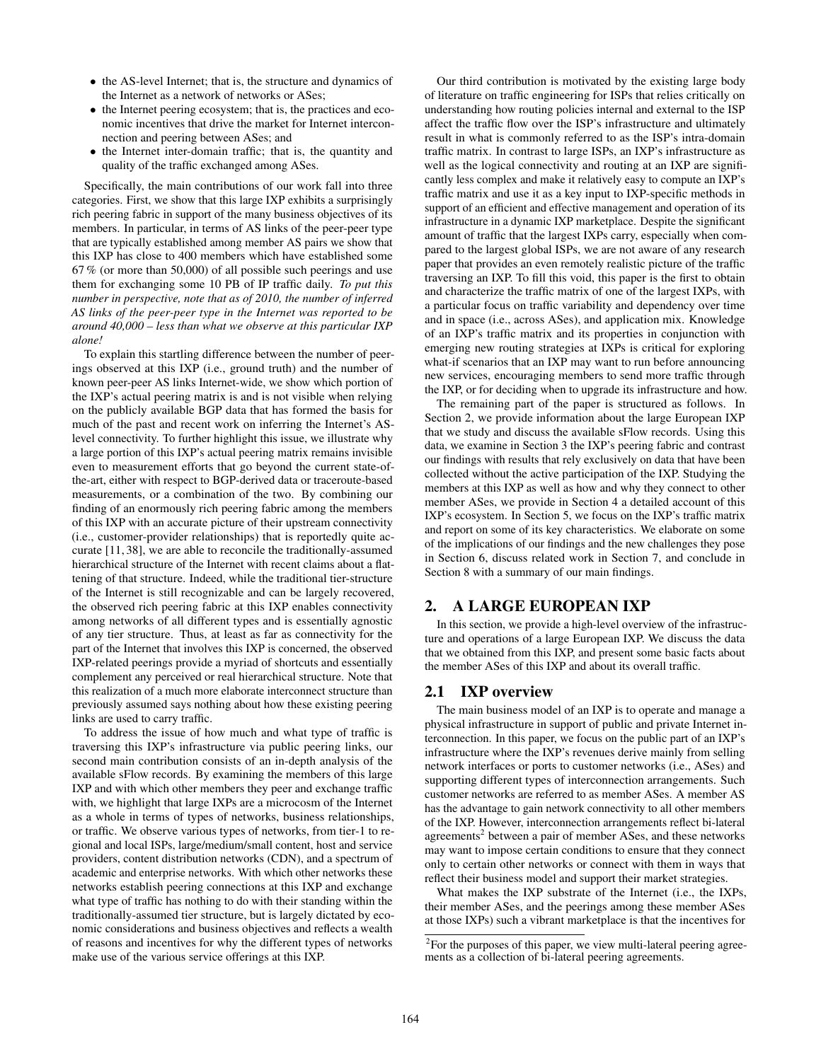- the AS-level Internet; that is, the structure and dynamics of the Internet as a network of networks or ASes;
- the Internet peering ecosystem; that is, the practices and economic incentives that drive the market for Internet interconnection and peering between ASes; and
- the Internet inter-domain traffic; that is, the quantity and quality of the traffic exchanged among ASes.

Specifically, the main contributions of our work fall into three categories. First, we show that this large IXP exhibits a surprisingly rich peering fabric in support of the many business objectives of its members. In particular, in terms of AS links of the peer-peer type that are typically established among member AS pairs we show that this IXP has close to 400 members which have established some 67 % (or more than 50,000) of all possible such peerings and use them for exchanging some 10 PB of IP traffic daily. *To put this number in perspective, note that as of 2010, the number of inferred AS links of the peer-peer type in the Internet was reported to be around 40,000 – less than what we observe at this particular IXP alone!*

To explain this startling difference between the number of peerings observed at this IXP (i.e., ground truth) and the number of known peer-peer AS links Internet-wide, we show which portion of the IXP's actual peering matrix is and is not visible when relying on the publicly available BGP data that has formed the basis for much of the past and recent work on inferring the Internet's AS-level connectivity. To further highlight this issue, we illustrate why a large portion of this IXP's actual peering matrix remains invisible even to measurement efforts that go beyond the current state-of-the-art, either with respect to BGP-derived data or traceroute-based measurements, or a combination of the two. By combining our finding of an enormously rich peering fabric among the members of this IXP with an accurate picture of their upstream connectivity (i.e., customer-provider relationships) that is reportedly quite accurate [11, 38], we are able to reconcile the traditionally-assumed hierarchical structure of the Internet with recent claims about a flattening of that structure. Indeed, while the traditional tier-structure of the Internet is still recognizable and can be largely recovered, the observed rich peering fabric at this IXP enables connectivity among networks of all different types and is essentially agnostic of any tier structure. Thus, at least as far as connectivity for the part of the Internet that involves this IXP is concerned, the observed IXP-related peerings provide a myriad of shortcuts and essentially complement any perceived or real hierarchical structure. Note that this realization of a much more elaborate interconnect structure than previously assumed says nothing about how these existing peering links are used to carry traffic.

To address the issue of how much and what type of traffic is traversing this IXP's infrastructure via public peering links, our second main contribution consists of an in-depth analysis of the available sFlow records. By examining the members of this large IXP and with which other members they peer and exchange traffic with, we highlight that large IXPs are a microcosm of the Internet as a whole in terms of types of networks, business relationships, or traffic. We observe various types of networks, from tier-1 to regional and local ISPs, large/medium/small content, host and service providers, content distribution networks (CDN), and a spectrum of academic and enterprise networks. With which other networks these networks establish peering connections at this IXP and exchange what type of traffic has nothing to do with their standing within the traditionally-assumed tier structure, but is largely dictated by economic considerations and business objectives and reflects a wealth of reasons and incentives for why the different types of networks make use of the various service offerings at this IXP.

Our third contribution is motivated by the existing large body of literature on traffic engineering for ISPs that relies critically on understanding how routing policies internal and external to the ISP affect the traffic flow over the ISP's infrastructure and ultimately result in what is commonly referred to as the ISP's intra-domain traffic matrix. In contrast to large ISPs, an IXP's infrastructure as well as the logical connectivity and routing at an IXP are significantly less complex and make it relatively easy to compute an IXP's traffic matrix and use it as a key input to IXP-specific methods in support of an efficient and effective management and operation of its infrastructure in a dynamic IXP marketplace. Despite the significant amount of traffic that the largest IXPs carry, especially when compared to the largest global ISPs, we are not aware of any research paper that provides an even remotely realistic picture of the traffic traversing an IXP. To fill this void, this paper is the first to obtain and characterize the traffic matrix of one of the largest IXPs, with a particular focus on traffic variability and dependency over time and in space (i.e., across ASes), and application mix. Knowledge of an IXP's traffic matrix and its properties in conjunction with emerging new routing strategies at IXPs is critical for exploring what-if scenarios that an IXP may want to run before announcing new services, encouraging members to send more traffic through the IXP, or for deciding when to upgrade its infrastructure and how.

The remaining part of the paper is structured as follows. In Section 2, we provide information about the large European IXP that we study and discuss the available sFlow records. Using this data, we examine in Section 3 the IXP's peering fabric and contrast our findings with results that rely exclusively on data that have been collected without the active participation of the IXP. Studying the members at this IXP as well as how and why they connect to other member ASes, we provide in Section 4 a detailed account of this IXP's ecosystem. In Section 5, we focus on the IXP's traffic matrix and report on some of its key characteristics. We elaborate on some of the implications of our findings and the new challenges they pose in Section 6, discuss related work in Section 7, and conclude in Section 8 with a summary of our main findings.

## 2. A LARGE EUROPEAN IXP

In this section, we provide a high-level overview of the infrastructure and operations of a large European IXP. We discuss the data that we obtained from this IXP, and present some basic facts about the member ASes of this IXP and about its overall traffic.

### 2.1 IXP overview

The main business model of an IXP is to operate and manage a physical infrastructure in support of public and private Internet interconnection. In this paper, we focus on the public part of an IXP's infrastructure where the IXP's revenues derive mainly from selling network interfaces or ports to customer networks (i.e., ASes) and supporting different types of interconnection arrangements. Such customer networks are referred to as member ASes. A member AS has the advantage to gain network connectivity to all other members of the IXP. However, interconnection arrangements reflect bi-lateral agreements[2] between a pair of member ASes, and these networks may want to impose certain conditions to ensure that they connect only to certain other networks or connect with them in ways that reflect their business model and support their market strategies.

What makes the IXP substrate of the Internet (i.e., the IXPs, their member ASes, and the peerings among these member ASes at those IXPs) such a vibrant marketplace is that the incentives for

[2] For the purposes of this paper, we view multi-lateral peering agreements as a collection of bi-lateral peering agreements.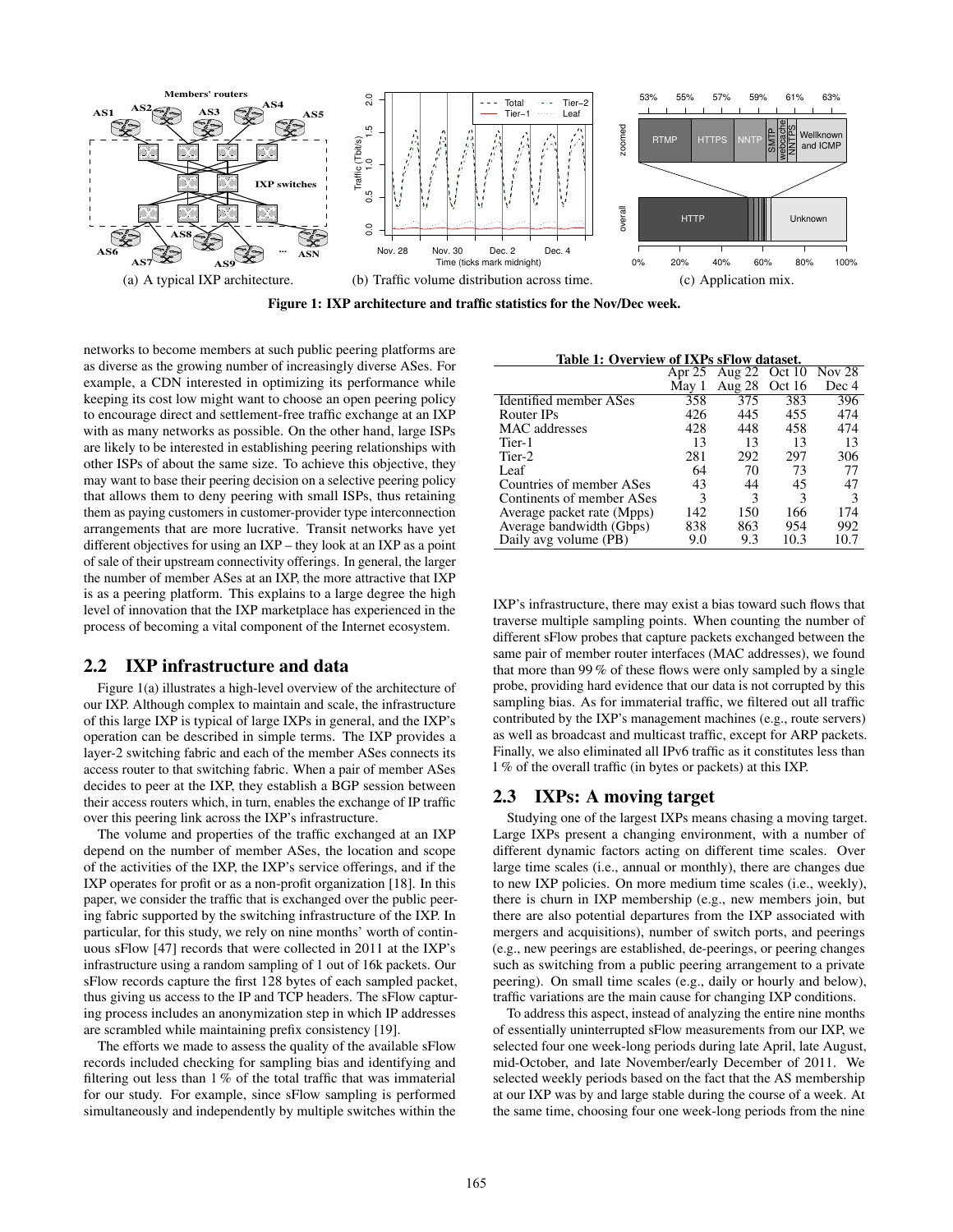Members' routers

AS1 AS2 AS3 AS4 AS5

IXP switches

AS6 AS7 AS8 AS9 ... ASN

(a) A typical IXP architecture.

Total
Tier−1
Tier−2
Leaf

Traffic (Tbit/s)

0.0 0.5 1.0 1.5 2.0

Nov. 28 Nov. 30 Dec. 2 Dec. 4

Time (ticks mark midnight)

(b) Traffic volume distribution across time.

53% 55% 57% 59% 61% 63%

zoomed

RTMP HTTPS NNTP SMTP webcache NNTPS Wellknown and ICMP

overall

HTTP Unknown

0% 20% 40% 60% 80% 100%

(c) Application mix.

**Figure 1: IXP architecture and traffic statistics for the Nov/Dec week.**

networks to become members at such public peering platforms are as diverse as the growing number of increasingly diverse ASes. For example, a CDN interested in optimizing its performance while keeping its cost low might want to choose an open peering policy to encourage direct and settlement-free traffic exchange at an IXP with as many networks as possible. On the other hand, large ISPs are likely to be interested in establishing peering relationships with other ISPs of about the same size. To achieve this objective, they may want to base their peering decision on a selective peering policy that allows them to deny peering with small ISPs, thus retaining them as paying customers in customer-provider type interconnection arrangements that are more lucrative. Transit networks have yet different objectives for using an IXP – they look at an IXP as a point of sale of their upstream connectivity offerings. In general, the larger the number of member ASes at an IXP, the more attractive that IXP is as a peering platform. This explains to a large degree the high level of innovation that the IXP marketplace has experienced in the process of becoming a vital component of the Internet ecosystem.

## 2.2 IXP infrastructure and data

Figure 1(a) illustrates a high-level overview of the architecture of our IXP. Although complex to maintain and scale, the infrastructure of this large IXP is typical of large IXPs in general, and the IXP's operation can be described in simple terms. The IXP provides a layer-2 switching fabric and each of the member ASes connects its access router to that switching fabric. When a pair of member ASes decides to peer at the IXP, they establish a BGP session between their access routers which, in turn, enables the exchange of IP traffic over this peering link across the IXP's infrastructure.

The volume and properties of the traffic exchanged at an IXP depend on the number of member ASes, the location and scope of the activities of the IXP, the IXP's service offerings, and if the IXP operates for profit or as a non-profit organization [18]. In this paper, we consider the traffic that is exchanged over the public peering fabric supported by the switching infrastructure of the IXP. In particular, for this study, we rely on nine months' worth of continuous sFlow [47] records that were collected in 2011 at the IXP's infrastructure using a random sampling of 1 out of 16k packets. Our sFlow records capture the first 128 bytes of each sampled packet, thus giving us access to the IP and TCP headers. The sFlow capturing process includes an anonymization step in which IP addresses are scrambled while maintaining prefix consistency [19].

The efforts we made to assess the quality of the available sFlow records included checking for sampling bias and identifying and filtering out less than 1 % of the total traffic that was immaterial for our study. For example, since sFlow sampling is performed simultaneously and independently by multiple switches within the IXP's infrastructure, there may exist a bias toward such flows that traverse multiple sampling points. When counting the number of different sFlow probes that capture packets exchanged between the same pair of member router interfaces (MAC addresses), we found that more than 99 % of these flows were only sampled by a single probe, providing hard evidence that our data is not corrupted by this sampling bias. As for immaterial traffic, we filtered out all traffic contributed by the IXP's management machines (e.g., route servers) as well as broadcast and multicast traffic, except for ARP packets. Finally, we also eliminated all IPv6 traffic as it constitutes less than 1 % of the overall traffic (in bytes or packets) at this IXP.

**Table 1: Overview of IXPs sFlow dataset.**

| | Apr 25 May 1 | Aug 22 Aug 28 | Oct 10 Oct 16 | Nov 28 Dec 4 |
|---|---|---|---|---|
| Identified member ASes | 358 | 375 | 383 | 396 |
| Router IPs | 426 | 445 | 455 | 474 |
| MAC addresses | 428 | 448 | 458 | 474 |
| Tier-1 | 13 | 13 | 13 | 13 |
| Tier-2 | 281 | 292 | 297 | 306 |
| Leaf | 64 | 70 | 73 | 77 |
| Countries of member ASes | 43 | 44 | 45 | 47 |
| Continents of member ASes | 3 | 3 | 3 | 3 |
| Average packet rate (Mpps) | 142 | 150 | 166 | 174 |
| Average bandwidth (Gbps) | 838 | 863 | 954 | 992 |
| Daily avg volume (PB) | 9.0 | 9.3 | 10.3 | 10.7 |

## 2.3 IXPs: A moving target

Studying one of the largest IXPs means chasing a moving target. Large IXPs present a changing environment, with a number of different dynamic factors acting on different time scales. Over large time scales (i.e., annual or monthly), there are changes due to new IXP policies. On more medium time scales (i.e., weekly), there is churn in IXP membership (e.g., new members join, but there are also potential departures from the IXP associated with mergers and acquisitions), number of switch ports, and peerings (e.g., new peerings are established, de-peerings, or peering changes such as switching from a public peering arrangement to a private peering). On small time scales (e.g., daily or hourly and below), traffic variations are the main cause for changing IXP conditions.

To address this aspect, instead of analyzing the entire nine months of essentially uninterrupted sFlow measurements from our IXP, we selected four one week-long periods during late April, late August, mid-October, and late November/early December of 2011. We selected weekly periods based on the fact that the AS membership at our IXP was by and large stable during the course of a week. At the same time, choosing four one week-long periods from the nine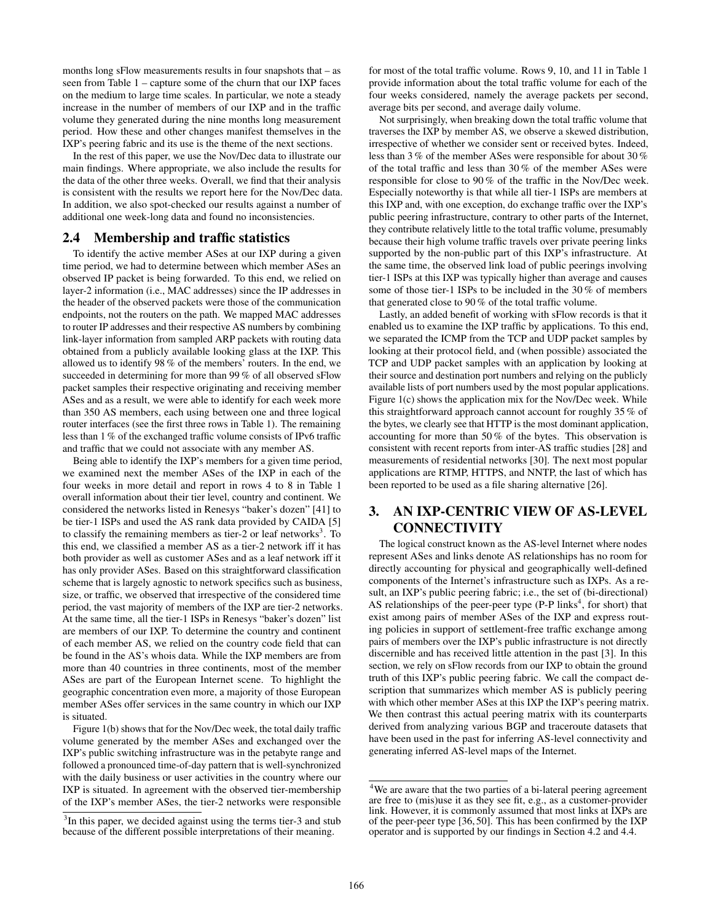months long sFlow measurements results in four snapshots that – as seen from Table 1 – capture some of the churn that our IXP faces on the medium to large time scales. In particular, we note a steady increase in the number of members of our IXP and in the traffic volume they generated during the nine months long measurement period. How these and other changes manifest themselves in the IXP's peering fabric and its use is the theme of the next sections.

In the rest of this paper, we use the Nov/Dec data to illustrate our main findings. Where appropriate, we also include the results for the data of the other three weeks. Overall, we find that their analysis is consistent with the results we report here for the Nov/Dec data. In addition, we also spot-checked our results against a number of additional one week-long data and found no inconsistencies.

## 2.4 Membership and traffic statistics

To identify the active member ASes at our IXP during a given time period, we had to determine between which member ASes an observed IP packet is being forwarded. To this end, we relied on layer-2 information (i.e., MAC addresses) since the IP addresses in the header of the observed packets were those of the communication endpoints, not the routers on the path. We mapped MAC addresses to router IP addresses and their respective AS numbers by combining link-layer information from sampled ARP packets with routing data obtained from a publicly available looking glass at the IXP. This allowed us to identify 98 % of the members' routers. In the end, we succeeded in determining for more than 99 % of all observed sFlow packet samples their respective originating and receiving member ASes and as a result, we were able to identify for each week more than 350 AS members, each using between one and three logical router interfaces (see the first three rows in Table 1). The remaining less than 1 % of the exchanged traffic volume consists of IPv6 traffic and traffic that we could not associate with any member AS.

Being able to identify the IXP's members for a given time period, we examined next the member ASes of the IXP in each of the four weeks in more detail and report in rows 4 to 8 in Table 1 overall information about their tier level, country and continent. We considered the networks listed in Renesys "baker's dozen" [41] to be tier-1 ISPs and used the AS rank data provided by CAIDA [5] to classify the remaining members as tier-2 or leaf networks[3]. To this end, we classified a member AS as a tier-2 network iff it has both provider as well as customer ASes and as a leaf network iff it has only provider ASes. Based on this straightforward classification scheme that is largely agnostic to network specifics such as business, size, or traffic, we observed that irrespective of the considered time period, the vast majority of members of the IXP are tier-2 networks. At the same time, all the tier-1 ISPs in Renesys "baker's dozen" list are members of our IXP. To determine the country and continent of each member AS, we relied on the country code field that can be found in the AS's whois data. While the IXP members are from more than 40 countries in three continents, most of the member ASes are part of the European Internet scene. To highlight the geographic concentration even more, a majority of those European member ASes offer services in the same country in which our IXP is situated.

Figure 1(b) shows that for the Nov/Dec week, the total daily traffic volume generated by the member ASes and exchanged over the IXP's public switching infrastructure was in the petabyte range and followed a pronounced time-of-day pattern that is well-synchronized with the daily business or user activities in the country where our IXP is situated. In agreement with the observed tier-membership of the IXP's member ASes, the tier-2 networks were responsible for most of the total traffic volume. Rows 9, 10, and 11 in Table 1 provide information about the total traffic volume for each of the four weeks considered, namely the average packets per second, average bits per second, and average daily volume.

Not surprisingly, when breaking down the total traffic volume that traverses the IXP by member AS, we observe a skewed distribution, irrespective of whether we consider sent or received bytes. Indeed, less than 3 % of the member ASes were responsible for about 30 % of the total traffic and less than 30 % of the member ASes were responsible for close to 90 % of the traffic in the Nov/Dec week. Especially noteworthy is that while all tier-1 ISPs are members at this IXP and, with one exception, do exchange traffic over the IXP's public peering infrastructure, contrary to other parts of the Internet, they contribute relatively little to the total traffic volume, presumably because their high volume traffic travels over private peering links supported by the non-public part of this IXP's infrastructure. At the same time, the observed link load of public peerings involving tier-1 ISPs at this IXP was typically higher than average and causes some of those tier-1 ISPs to be included in the 30 % of members that generated close to 90 % of the total traffic volume.

Lastly, an added benefit of working with sFlow records is that it enabled us to examine the IXP traffic by applications. To this end, we separated the ICMP from the TCP and UDP packet samples by looking at their protocol field, and (when possible) associated the TCP and UDP packet samples with an application by looking at their source and destination port numbers and relying on the publicly available lists of port numbers used by the most popular applications. Figure 1(c) shows the application mix for the Nov/Dec week. While this straightforward approach cannot account for roughly 35 % of the bytes, we clearly see that HTTP is the most dominant application, accounting for more than 50 % of the bytes. This observation is consistent with recent reports from inter-AS traffic studies [28] and measurements of residential networks [30]. The next most popular applications are RTMP, HTTPS, and NNTP, the last of which has been reported to be used as a file sharing alternative [26].

# 3. AN IXP-CENTRIC VIEW OF AS-LEVEL CONNECTIVITY

The logical construct known as the AS-level Internet where nodes represent ASes and links denote AS relationships has no room for directly accounting for physical and geographically well-defined components of the Internet's infrastructure such as IXPs. As a result, an IXP's public peering fabric; i.e., the set of (bi-directional) AS relationships of the peer-peer type (P-P links[4], for short) that exist among pairs of member ASes of the IXP and express routing policies in support of settlement-free traffic exchange among pairs of members over the IXP's public infrastructure is not directly discernible and has received little attention in the past [3]. In this section, we rely on sFlow records from our IXP to obtain the ground truth of this IXP's public peering fabric. We call the compact description that summarizes which member AS is publicly peering with which other member ASes at this IXP the IXP's peering matrix. We then contrast this actual peering matrix with its counterparts derived from analyzing various BGP and traceroute datasets that have been used in the past for inferring AS-level connectivity and generating inferred AS-level maps of the Internet.

[3] In this paper, we decided against using the terms tier-3 and stub because of the different possible interpretations of their meaning.

[4] We are aware that the two parties of a bi-lateral peering agreement are free to (mis)use it as they see fit, e.g., as a customer-provider link. However, it is commonly assumed that most links at IXPs are of the peer-peer type [36, 50]. This has been confirmed by the IXP operator and is supported by our findings in Section 4.2 and 4.4.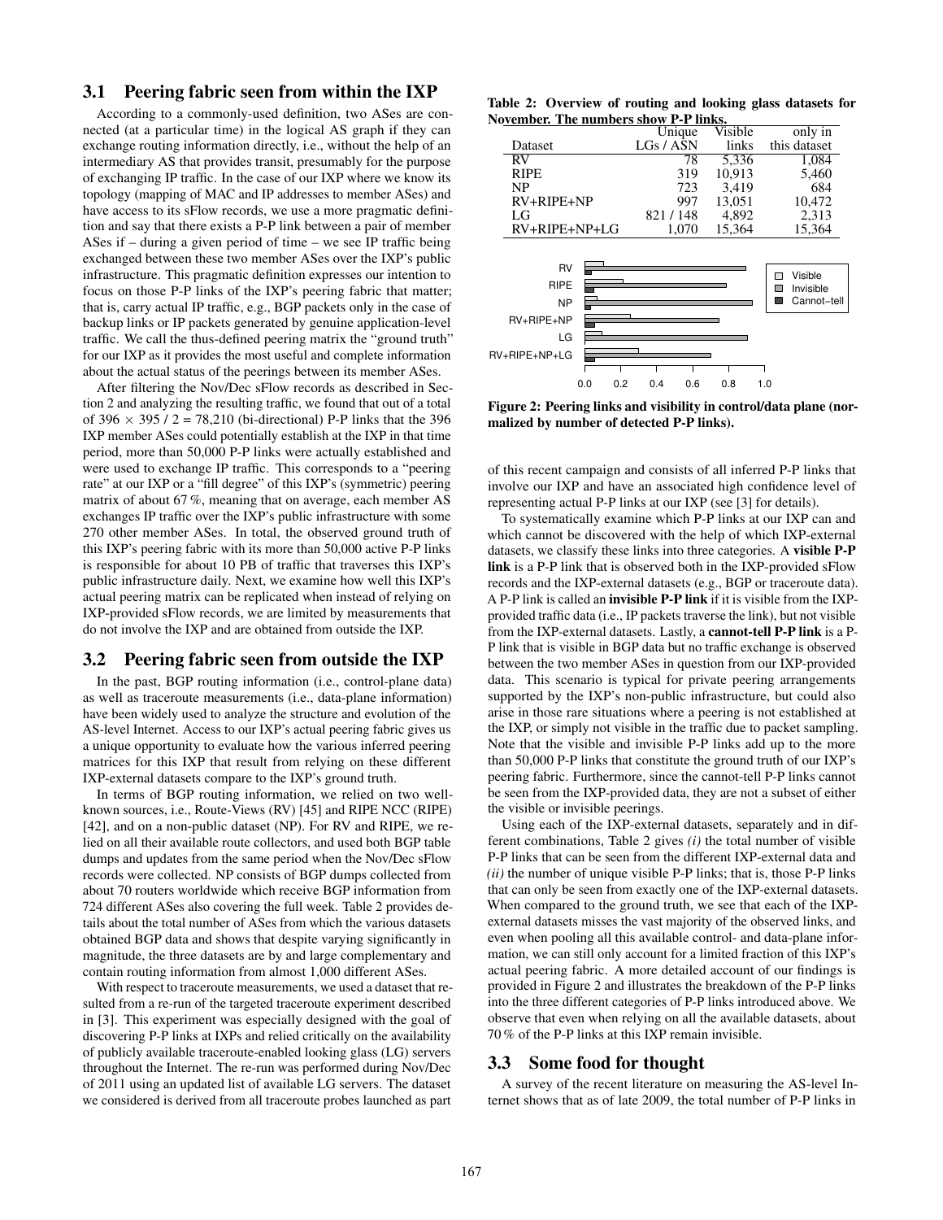### 3.1 Peering fabric seen from within the IXP

According to a commonly-used definition, two ASes are connected (at a particular time) in the logical AS graph if they can exchange routing information directly, i.e., without the help of an intermediary AS that provides transit, presumably for the purpose of exchanging IP traffic. In the case of our IXP where we know its topology (mapping of MAC and IP addresses to member ASes) and have access to its sFlow records, we use a more pragmatic definition and say that there exists a P-P link between a pair of member ASes if – during a given period of time – we see IP traffic being exchanged between these two member ASes over the IXP's public infrastructure. This pragmatic definition expresses our intention to focus on those P-P links of the IXP's peering fabric that matter; that is, carry actual IP traffic, e.g., BGP packets only in the case of backup links or IP packets generated by genuine application-level traffic. We call the thus-defined peering matrix the "ground truth" for our IXP as it provides the most useful and complete information about the actual status of the peerings between its member ASes.

After filtering the Nov/Dec sFlow records as described in Section 2 and analyzing the resulting traffic, we found that out of a total of 396 × 395 / 2 = 78,210 (bi-directional) P-P links that the 396 IXP member ASes could potentially establish at the IXP in that time period, more than 50,000 P-P links were actually established and were used to exchange IP traffic. This corresponds to a "peering rate" at our IXP or a "fill degree" of this IXP's (symmetric) peering matrix of about 67 %, meaning that on average, each member AS exchanges IP traffic over the IXP's public infrastructure with some 270 other member ASes. In total, the observed ground truth of this IXP's peering fabric with its more than 50,000 active P-P links is responsible for about 10 PB of traffic that traverses this IXP's public infrastructure daily. Next, we examine how well this IXP's actual peering matrix can be replicated when instead of relying on IXP-provided sFlow records, we are limited by measurements that do not involve the IXP and are obtained from outside the IXP.

### 3.2 Peering fabric seen from outside the IXP

In the past, BGP routing information (i.e., control-plane data) as well as traceroute measurements (i.e., data-plane information) have been widely used to analyze the structure and evolution of the AS-level Internet. Access to our IXP's actual peering fabric gives us a unique opportunity to evaluate how the various inferred peering matrices for this IXP that result from relying on these different IXP-external datasets compare to the IXP's ground truth.

In terms of BGP routing information, we relied on two well-known sources, i.e., Route-Views (RV) [45] and RIPE NCC (RIPE) [42], and on a non-public dataset (NP). For RV and RIPE, we relied on all their available route collectors, and used both BGP table dumps and updates from the same period when the Nov/Dec sFlow records were collected. NP consists of BGP dumps collected from about 70 routers worldwide which receive BGP information from 724 different ASes also covering the full week. Table 2 provides details about the total number of ASes from which the various datasets obtained BGP data and shows that despite varying significantly in magnitude, the three datasets are by and large complementary and contain routing information from almost 1,000 different ASes.

With respect to traceroute measurements, we used a dataset that resulted from a re-run of the targeted traceroute experiment described in [3]. This experiment was especially designed with the goal of discovering P-P links at IXPs and relied critically on the availability of publicly available traceroute-enabled looking glass (LG) servers throughout the Internet. The re-run was performed during Nov/Dec of 2011 using an updated list of available LG servers. The dataset we considered is derived from all traceroute probes launched as part of this recent campaign and consists of all inferred P-P links that involve our IXP and have an associated high confidence level of representing actual P-P links at our IXP (see [3] for details).

**Table 2: Overview of routing and looking glass datasets for November. The numbers show P-P links.**

| Dataset | Unique LGs / ASN | Visible links | only in this dataset |
|---|---|---|---|
| RV | 78 | 5,336 | 1,084 |
| RIPE | 319 | 10,913 | 5,460 |
| NP | 723 | 3,419 | 684 |
| RV+RIPE+NP | 997 | 13,051 | 10,472 |
| LG | 821 / 148 | 4,892 | 2,313 |
| RV+RIPE+NP+LG | 1,070 | 15,364 | 15,364 |

**Figure 2: Peering links and visibility in control/data plane (normalized by number of detected P-P links).**

To systematically examine which P-P links at our IXP can and which cannot be discovered with the help of which IXP-external datasets, we classify these links into three categories. A **visible P-P link** is a P-P link that is observed both in the IXP-provided sFlow records and the IXP-external datasets (e.g., BGP or traceroute data). A P-P link is called an **invisible P-P link** if it is visible from the IXP-provided traffic data (i.e., IP packets traverse the link), but not visible from the IXP-external datasets. Lastly, a **cannot-tell P-P link** is a P-P link that is visible in BGP data but no traffic exchange is observed between the two member ASes in question from our IXP-provided data. This scenario is typical for private peering arrangements supported by the IXP's non-public infrastructure, but could also arise in those rare situations where a peering is not established at the IXP, or simply not visible in the traffic due to packet sampling. Note that the visible and invisible P-P links add up to the more than 50,000 P-P links that constitute the ground truth of our IXP's peering fabric. Furthermore, since the cannot-tell P-P links cannot be seen from the IXP-provided data, they are not a subset of either the visible or invisible peerings.

Using each of the IXP-external datasets, separately and in different combinations, Table 2 gives *(i)* the total number of visible P-P links that can be seen from the different IXP-external data and *(ii)* the number of unique visible P-P links; that is, those P-P links that can only be seen from exactly one of the IXP-external datasets. When compared to the ground truth, we see that each of the IXP-external datasets misses the vast majority of the observed links, and even when pooling all this available control- and data-plane information, we can still only account for a limited fraction of this IXP's actual peering fabric. A more detailed account of our findings is provided in Figure 2 and illustrates the breakdown of the P-P links into the three different categories of P-P links introduced above. We observe that even when relying on all the available datasets, about 70 % of the P-P links at this IXP remain invisible.

### 3.3 Some food for thought

A survey of the recent literature on measuring the AS-level Internet shows that as of late 2009, the total number of P-P links in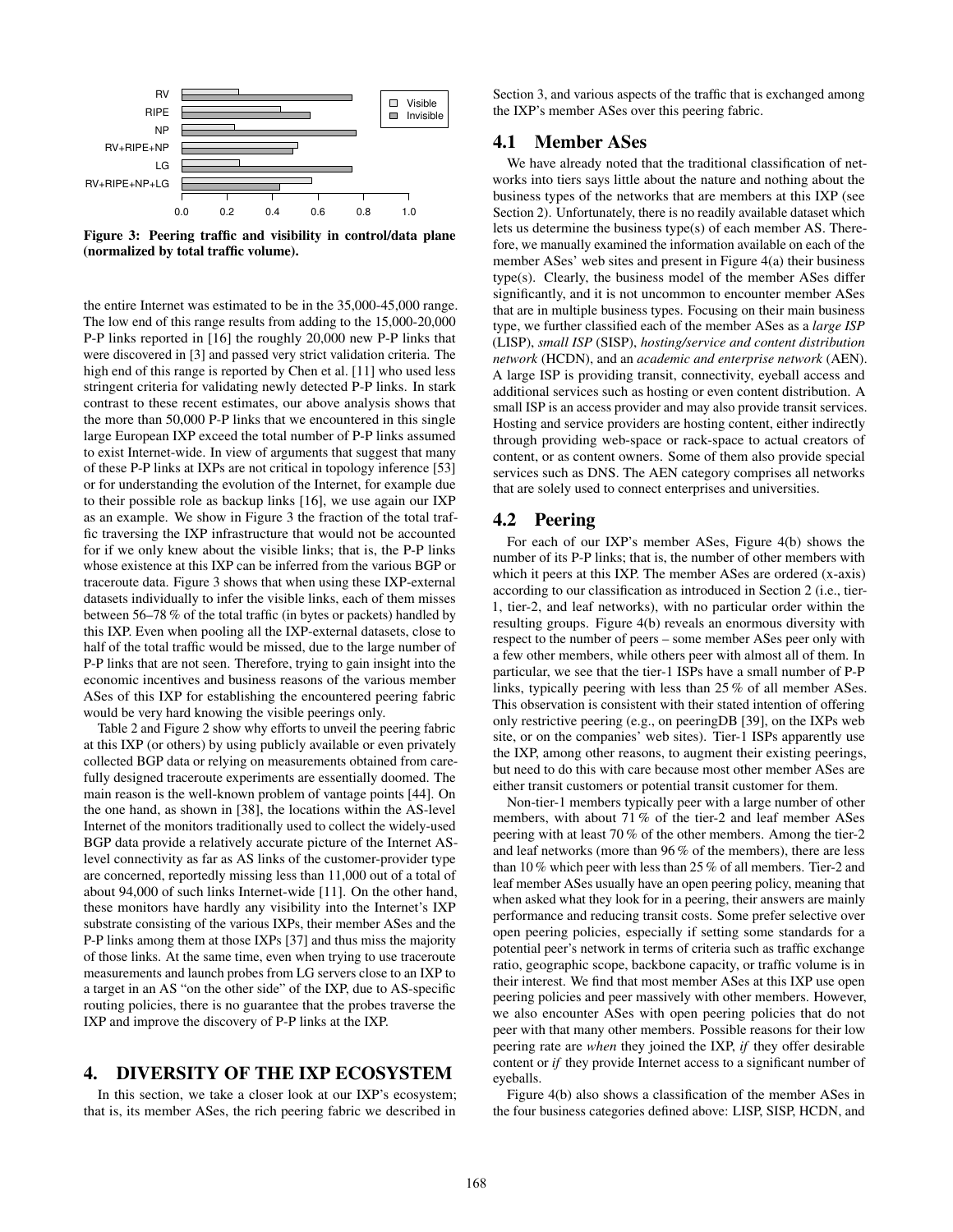RV

RIPE

NP

RV+RIPE+NP

LG

RV+RIPE+NP+LG

Visible

Invisible

0.0 0.2 0.4 0.6 0.8 1.0

**Figure 3: Peering traffic and visibility in control/data plane (normalized by total traffic volume).**

the entire Internet was estimated to be in the 35,000-45,000 range. The low end of this range results from adding to the 15,000-20,000 P-P links reported in [16] the roughly 20,000 new P-P links that were discovered in [3] and passed very strict validation criteria. The high end of this range is reported by Chen et al. [11] who used less stringent criteria for validating newly detected P-P links. In stark contrast to these recent estimates, our above analysis shows that the more than 50,000 P-P links that we encountered in this single large European IXP exceed the total number of P-P links assumed to exist Internet-wide. In view of arguments that suggest that many of these P-P links at IXPs are not critical in topology inference [53] or for understanding the evolution of the Internet, for example due to their possible role as backup links [16], we use again our IXP as an example. We show in Figure 3 the fraction of the total traffic traversing the IXP infrastructure that would not be accounted for if we only knew about the visible links; that is, the P-P links whose existence at this IXP can be inferred from the various BGP or traceroute data. Figure 3 shows that when using these IXP-external datasets individually to infer the visible links, each of them misses between 56–78 % of the total traffic (in bytes or packets) handled by this IXP. Even when pooling all the IXP-external datasets, close to half of the total traffic would be missed, due to the large number of P-P links that are not seen. Therefore, trying to gain insight into the economic incentives and business reasons of the various member ASes of this IXP for establishing the encountered peering fabric would be very hard knowing the visible peerings only.

Table 2 and Figure 2 show why efforts to unveil the peering fabric at this IXP (or others) by using publicly available or even privately collected BGP data or relying on measurements obtained from carefully designed traceroute experiments are essentially doomed. The main reason is the well-known problem of vantage points [44]. On the one hand, as shown in [38], the locations within the AS-level Internet of the monitors traditionally used to collect the widely-used BGP data provide a relatively accurate picture of the Internet AS-level connectivity as far as AS links of the customer-provider type are concerned, reportedly missing less than 11,000 out of a total of about 94,000 of such links Internet-wide [11]. On the other hand, these monitors have hardly any visibility into the Internet's IXP substrate consisting of the various IXPs, their member ASes and the P-P links among them at those IXPs [37] and thus miss the majority of those links. At the same time, even when trying to use traceroute measurements and launch probes from LG servers close to an IXP to a target in an AS "on the other side" of the IXP, due to AS-specific routing policies, there is no guarantee that the probes traverse the IXP and improve the discovery of P-P links at the IXP.

# 4. DIVERSITY OF THE IXP ECOSYSTEM

In this section, we take a closer look at our IXP's ecosystem; that is, its member ASes, the rich peering fabric we described in Section 3, and various aspects of the traffic that is exchanged among the IXP's member ASes over this peering fabric.

## 4.1 Member ASes

We have already noted that the traditional classification of networks into tiers says little about the nature and nothing about the business types of the networks that are members at this IXP (see Section 2). Unfortunately, there is no readily available dataset which lets us determine the business type(s) of each member AS. Therefore, we manually examined the information available on each of the member ASes' web sites and present in Figure 4(a) their business type(s). Clearly, the business model of the member ASes differ significantly, and it is not uncommon to encounter member ASes that are in multiple business types. Focusing on their main business type, we further classified each of the member ASes as a *large ISP* (LISP), *small ISP* (SISP), *hosting/service and content distribution network* (HCDN), and an *academic and enterprise network* (AEN). A large ISP is providing transit, connectivity, eyeball access and additional services such as hosting or even content distribution. A small ISP is an access provider and may also provide transit services. Hosting and service providers are hosting content, either indirectly through providing web-space or rack-space to actual creators of content, or as content owners. Some of them also provide special services such as DNS. The AEN category comprises all networks that are solely used to connect enterprises and universities.

## 4.2 Peering

For each of our IXP's member ASes, Figure 4(b) shows the number of its P-P links; that is, the number of other members with which it peers at this IXP. The member ASes are ordered (x-axis) according to our classification as introduced in Section 2 (i.e., tier-1, tier-2, and leaf networks), with no particular order within the resulting groups. Figure 4(b) reveals an enormous diversity with respect to the number of peers – some member ASes peer only with a few other members, while others peer with almost all of them. In particular, we see that the tier-1 ISPs have a small number of P-P links, typically peering with less than 25 % of all member ASes. This observation is consistent with their stated intention of offering only restrictive peering (e.g., on peeringDB [39], on the IXPs web site, or on the companies' web sites). Tier-1 ISPs apparently use the IXP, among other reasons, to augment their existing peerings, but need to do this with care because most other member ASes are either transit customers or potential transit customer for them.

Non-tier-1 members typically peer with a large number of other members, with about 71 % of the tier-2 and leaf member ASes peering with at least 70 % of the other members. Among the tier-2 and leaf networks (more than 96 % of the members), there are less than 10 % which peer with less than 25 % of all members. Tier-2 and leaf member ASes usually have an open peering policy, meaning that when asked what they look for in a peering, their answers are mainly performance and reducing transit costs. Some prefer selective over open peering policies, especially if setting some standards for a potential peer's network in terms of criteria such as traffic exchange ratio, geographic scope, backbone capacity, or traffic volume is in their interest. We find that most member ASes at this IXP use open peering policies and peer massively with other members. However, we also encounter ASes with open peering policies that do not peer with that many other members. Possible reasons for their low peering rate are *when* they joined the IXP, *if* they offer desirable content or *if* they provide Internet access to a significant number of eyeballs.

Figure 4(b) also shows a classification of the member ASes in the four business categories defined above: LISP, SISP, HCDN, and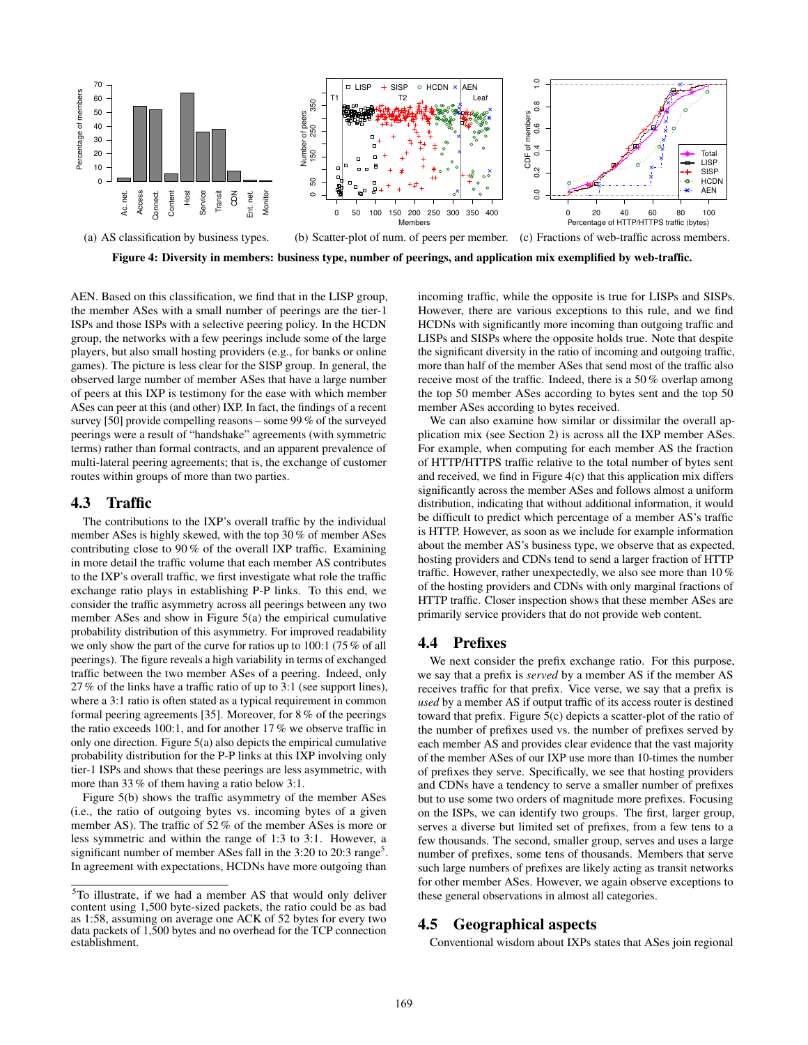Percentage of members

70
60
50
40
30
20
10
0

Ac. net.
Access
Connect.
Content
Host
Service
Transit
CDN
Ent. net.
Monitor

(a) AS classification by business types.

LISP + SISP o HCDN × AEN

T1 T2 Leaf

Number of peers

0 50 150 250 350

0 50 100 150 200 250 300 350 400

Members

(b) Scatter-plot of num. of peers per member.

CDF of members

0.0 0.2 0.4 0.6 0.8 1.0

0 20 40 60 80 100

Percentage of HTTP/HTTPS traffic (bytes)

Total
LISP
SISP
HCDN
AEN

(c) Fractions of web-traffic across members.

**Figure 4: Diversity in members: business type, number of peerings, and application mix exemplified by web-traffic.**

AEN. Based on this classification, we find that in the LISP group, the member ASes with a small number of peerings are the tier-1 ISPs and those ISPs with a selective peering policy. In the HCDN group, the networks with a few peerings include some of the large players, but also small hosting providers (e.g., for banks or online games). The picture is less clear for the SISP group. In general, the observed large number of member ASes that have a large number of peers at this IXP is testimony for the ease with which member ASes can peer at this (and other) IXP. In fact, the findings of a recent survey [50] provide compelling reasons – some 99 % of the surveyed peerings were a result of "handshake" agreements (with symmetric terms) rather than formal contracts, and an apparent prevalence of multi-lateral peering agreements; that is, the exchange of customer routes within groups of more than two parties.

## 4.3 Traffic

The contributions to the IXP's overall traffic by the individual member ASes is highly skewed, with the top 30 % of member ASes contributing close to 90 % of the overall IXP traffic. Examining in more detail the traffic volume that each member AS contributes to the IXP's overall traffic, we first investigate what role the traffic exchange ratio plays in establishing P-P links. To this end, we consider the traffic asymmetry across all peerings between any two member ASes and show in Figure 5(a) the empirical cumulative probability distribution of this asymmetry. For improved readability we only show the part of the curve for ratios up to 100:1 (75 % of all peerings). The figure reveals a high variability in terms of exchanged traffic between the two member ASes of a peering. Indeed, only 27 % of the links have a traffic ratio of up to 3:1 (see support lines), where a 3:1 ratio is often stated as a typical requirement in common formal peering agreements [35]. Moreover, for 8 % of the peerings the ratio exceeds 100:1, and for another 17 % we observe traffic in only one direction. Figure 5(a) also depicts the empirical cumulative probability distribution for the P-P links at this IXP involving only tier-1 ISPs and shows that these peerings are less asymmetric, with more than 33 % of them having a ratio below 3:1.

Figure 5(b) shows the traffic asymmetry of the member ASes (i.e., the ratio of outgoing bytes vs. incoming bytes of a given member AS). The traffic of 52 % of the member ASes is more or less symmetric and within the range of 1:3 to 3:1. However, a significant number of member ASes fall in the 3:20 to 20:3 range[5]. In agreement with expectations, HCDNs have more outgoing than incoming traffic, while the opposite is true for LISPs and SISPs. However, there are various exceptions to this rule, and we find HCDNs with significantly more incoming than outgoing traffic and LISPs and SISPs where the opposite holds true. Note that despite the significant diversity in the ratio of incoming and outgoing traffic, more than half of the member ASes that send most of the traffic also receive most of the traffic. Indeed, there is a 50 % overlap among the top 50 member ASes according to bytes sent and the top 50 member ASes according to bytes received.

We can also examine how similar or dissimilar the overall application mix (see Section 2) is across all the IXP member ASes. For example, when computing for each member AS the fraction of HTTP/HTTPS traffic relative to the total number of bytes sent and received, we find in Figure 4(c) that this application mix differs significantly across the member ASes and follows almost a uniform distribution, indicating that without additional information, it would be difficult to predict which percentage of a member AS's traffic is HTTP. However, as soon as we include for example information about the member AS's business type, we observe that as expected, hosting providers and CDNs tend to send a larger fraction of HTTP traffic. However, rather unexpectedly, we also see more than 10 % of the hosting providers and CDNs with only marginal fractions of HTTP traffic. Closer inspection shows that these member ASes are primarily service providers that do not provide web content.

## 4.4 Prefixes

We next consider the prefix exchange ratio. For this purpose, we say that a prefix is *served* by a member AS if the member AS receives traffic for that prefix. Vice verse, we say that a prefix is *used* by a member AS if output traffic of its access router is destined toward that prefix. Figure 5(c) depicts a scatter-plot of the ratio of the number of prefixes used vs. the number of prefixes served by each member AS and provides clear evidence that the vast majority of the member ASes of our IXP use more than 10-times the number of prefixes they serve. Specifically, we see that hosting providers and CDNs have a tendency to serve a smaller number of prefixes but to use some two orders of magnitude more prefixes. Focusing on the ISPs, we can identify two groups. The first, larger group, serves a diverse but limited set of prefixes, from a few tens to a few thousands. The second, smaller group, serves and uses a large number of prefixes, some tens of thousands. Members that serve such large numbers of prefixes are likely acting as transit networks for other member ASes. However, we again observe exceptions to these general observations in almost all categories.

## 4.5 Geographical aspects

Conventional wisdom about IXPs states that ASes join regional

[5] To illustrate, if we had a member AS that would only deliver content using 1,500 byte-sized packets, the ratio could be as bad as 1:58, assuming on average one ACK of 52 bytes for every two data packets of 1,500 bytes and no overhead for the TCP connection establishment.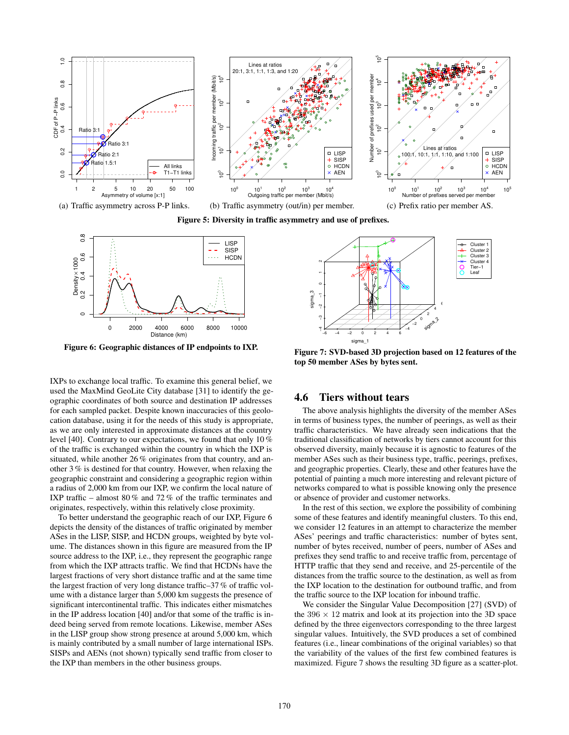Ratio 3:1
Ratio 3:1
Ratio 2:1
Ratio 1.5:1
All links
T1–T1 links
CDF of P–P links
Asymmetry of volume [x:1]

(a) Traffic asymmetry across P-P links.

Lines at ratios
20:1, 3:1, 1:1, 1:3, and 1:20
LISP
SISP
HCDN
AEN
Incoming traffic per member (Mbit/s)
Outgoing traffic per member (Mbit/s)

(b) Traffic asymmetry (out/in) per member.

Lines at ratios
100:1, 10:1, 1:1, 1:10, and 1:100
LISP
SISP
HCDN
AEN
Number of prefixes used per member
Number of prefixes served per member

(c) Prefix ratio per member AS.

**Figure 5: Diversity in traffic asymmetry and use of prefixes.**

LISP
SISP
HCDN
Density × 1000
Distance (km)

**Figure 6: Geographic distances of IP endpoints to IXP.**

Cluster 1
Cluster 2
Cluster 3
Cluster 4
Tier−1
Leaf
sigma_1
sigma_2
sigma_3

**Figure 7: SVD-based 3D projection based on 12 features of the top 50 member ASes by bytes sent.**

IXPs to exchange local traffic. To examine this general belief, we used the MaxMind GeoLite City database [31] to identify the geographic coordinates of both source and destination IP addresses for each sampled packet. Despite known inaccuracies of this geolocation database, using it for the needs of this study is appropriate, as we are only interested in approximate distances at the country level [40]. Contrary to our expectations, we found that only 10 % of the traffic is exchanged within the country in which the IXP is situated, while another 26 % originates from that country, and another 3 % is destined for that country. However, when relaxing the geographic constraint and considering a geographic region within a radius of 2,000 km from our IXP, we confirm the local nature of IXP traffic – almost 80 % and 72 % of the traffic terminates and originates, respectively, within this relatively close proximity.

To better understand the geographic reach of our IXP, Figure 6 depicts the density of the distances of traffic originated by member ASes in the LISP, SISP, and HCDN groups, weighted by byte volume. The distances shown in this figure are measured from the IP source address to the IXP, i.e., they represent the geographic range from which the IXP attracts traffic. We find that HCDNs have the largest fractions of very short distance traffic and at the same time the largest fraction of very long distance traffic–37 % of traffic volume with a distance larger than 5,000 km suggests the presence of significant intercontinental traffic. This indicates either mismatches in the IP address location [40] and/or that some of the traffic is indeed being served from remote locations. Likewise, member ASes in the LISP group show strong presence at around 5,000 km, which is mainly contributed by a small number of large international ISPs. SISPs and AENs (not shown) typically send traffic from closer to the IXP than members in the other business groups.

## 4.6 Tiers without tears

The above analysis highlights the diversity of the member ASes in terms of business types, the number of peerings, as well as their traffic characteristics. We have already seen indications that the traditional classification of networks by tiers cannot account for this observed diversity, mainly because it is agnostic to features of the member ASes such as their business type, traffic, peerings, prefixes, and geographic properties. Clearly, these and other features have the potential of painting a much more interesting and relevant picture of networks compared to what is possible knowing only the presence or absence of provider and customer networks.

In the rest of this section, we explore the possibility of combining some of these features and identify meaningful clusters. To this end, we consider 12 features in an attempt to characterize the member ASes' peerings and traffic characteristics: number of bytes sent, number of bytes received, number of peers, number of ASes and prefixes they send traffic to and receive traffic from, percentage of HTTP traffic that they send and receive, and 25-percentile of the distances from the traffic source to the destination, as well as from the IXP location to the destination for outbound traffic, and from the traffic source to the IXP location for inbound traffic.

We consider the Singular Value Decomposition [27] (SVD) of the 396 × 12 matrix and look at its projection into the 3D space defined by the three eigenvectors corresponding to the three largest singular values. Intuitively, the SVD produces a set of combined features (i.e., linear combinations of the original variables) so that the variability of the values of the first few combined features is maximized. Figure 7 shows the resulting 3D figure as a scatter-plot.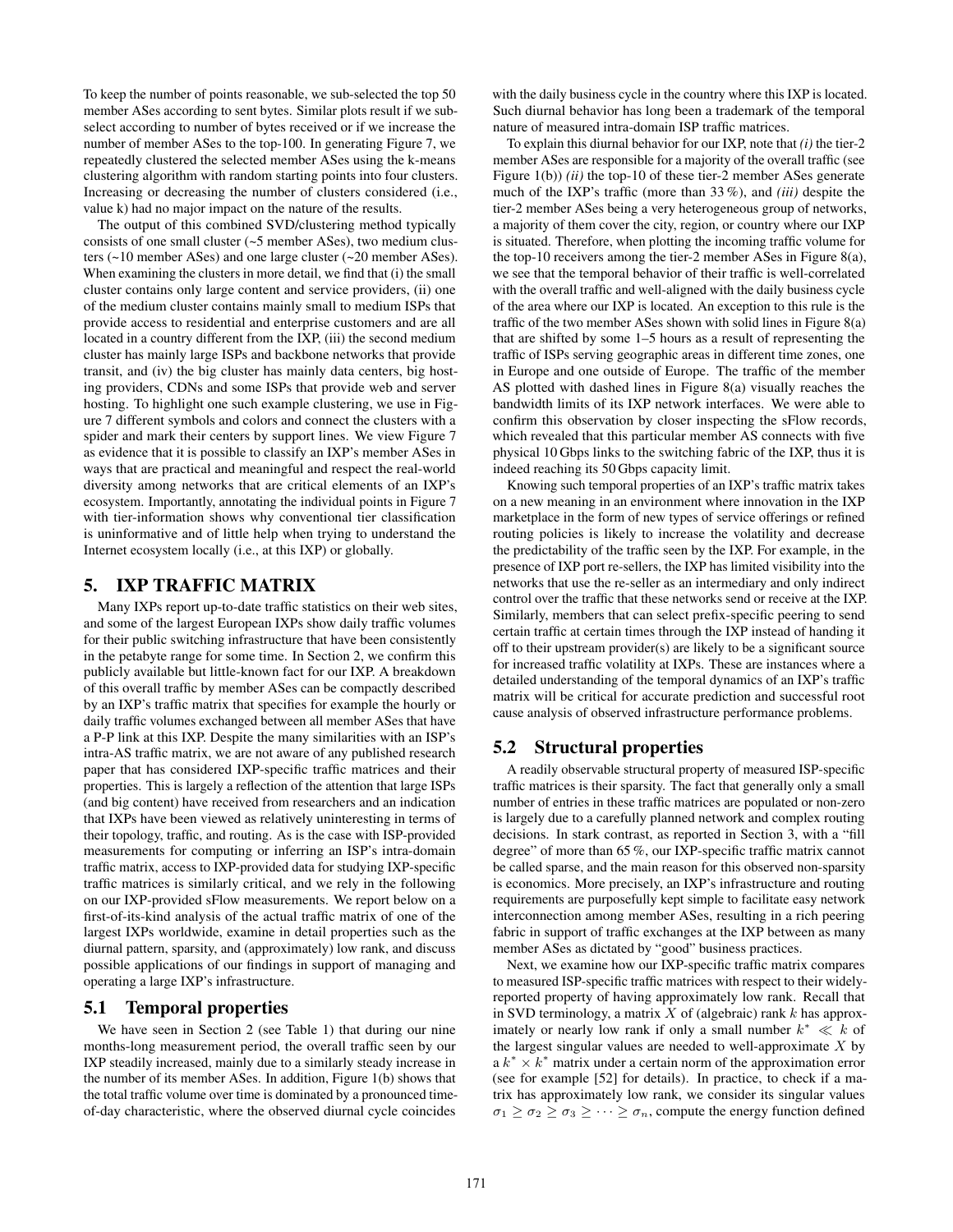To keep the number of points reasonable, we sub-selected the top 50 member ASes according to sent bytes. Similar plots result if we sub-select according to number of bytes received or if we increase the number of member ASes to the top-100. In generating Figure 7, we repeatedly clustered the selected member ASes using the k-means clustering algorithm with random starting points into four clusters. Increasing or decreasing the number of clusters considered (i.e., value k) had no major impact on the nature of the results.

The output of this combined SVD/clustering method typically consists of one small cluster (~5 member ASes), two medium clusters (~10 member ASes) and one large cluster (~20 member ASes). When examining the clusters in more detail, we find that (i) the small cluster contains only large content and service providers, (ii) one of the medium cluster contains mainly small to medium ISPs that provide access to residential and enterprise customers and are all located in a country different from the IXP, (iii) the second medium cluster has mainly large ISPs and backbone networks that provide transit, and (iv) the big cluster has mainly data centers, big hosting providers, CDNs and some ISPs that provide web and server hosting. To highlight one such example clustering, we use in Figure 7 different symbols and colors and connect the clusters with a spider and mark their centers by support lines. We view Figure 7 as evidence that it is possible to classify an IXP's member ASes in ways that are practical and meaningful and respect the real-world diversity among networks that are critical elements of an IXP's ecosystem. Importantly, annotating the individual points in Figure 7 with tier-information shows why conventional tier classification is uninformative and of little help when trying to understand the Internet ecosystem locally (i.e., at this IXP) or globally.

## 5. IXP TRAFFIC MATRIX

Many IXPs report up-to-date traffic statistics on their web sites, and some of the largest European IXPs show daily traffic volumes for their public switching infrastructure that have been consistently in the petabyte range for some time. In Section 2, we confirm this publicly available but little-known fact for our IXP. A breakdown of this overall traffic by member ASes can be compactly described by an IXP's traffic matrix that specifies for example the hourly or daily traffic volumes exchanged between all member ASes that have a P-P link at this IXP. Despite the many similarities with an ISP's intra-AS traffic matrix, we are not aware of any published research paper that has considered IXP-specific traffic matrices and their properties. This is largely a reflection of the attention that large ISPs (and big content) have received from researchers and an indication that IXPs have been viewed as relatively uninteresting in terms of their topology, traffic, and routing. As is the case with ISP-provided measurements for computing or inferring an ISP's intra-domain traffic matrix, access to IXP-provided data for studying IXP-specific traffic matrices is similarly critical, and we rely in the following on our IXP-provided sFlow measurements. We report below on a first-of-its-kind analysis of the actual traffic matrix of one of the largest IXPs worldwide, examine in detail properties such as the diurnal pattern, sparsity, and (approximately) low rank, and discuss possible applications of our findings in support of managing and operating a large IXP's infrastructure.

### 5.1 Temporal properties

We have seen in Section 2 (see Table 1) that during our nine months-long measurement period, the overall traffic seen by our IXP steadily increased, mainly due to a similarly steady increase in the number of its member ASes. In addition, Figure 1(b) shows that the total traffic volume over time is dominated by a pronounced time-of-day characteristic, where the observed diurnal cycle coincides with the daily business cycle in the country where this IXP is located. Such diurnal behavior has long been a trademark of the temporal nature of measured intra-domain ISP traffic matrices.

To explain this diurnal behavior for our IXP, note that *(i)* the tier-2 member ASes are responsible for a majority of the overall traffic (see Figure 1(b)) *(ii)* the top-10 of these tier-2 member ASes generate much of the IXP's traffic (more than 33 %), and *(iii)* despite the tier-2 member ASes being a very heterogeneous group of networks, a majority of them cover the city, region, or country where our IXP is situated. Therefore, when plotting the incoming traffic volume for the top-10 receivers among the tier-2 member ASes in Figure 8(a), we see that the temporal behavior of their traffic is well-correlated with the overall traffic and well-aligned with the daily business cycle of the area where our IXP is located. An exception to this rule is the traffic of the two member ASes shown with solid lines in Figure 8(a) that are shifted by some 1–5 hours as a result of representing the traffic of ISPs serving geographic areas in different time zones, one in Europe and one outside of Europe. The traffic of the member AS plotted with dashed lines in Figure 8(a) visually reaches the bandwidth limits of its IXP network interfaces. We were able to confirm this observation by closer inspecting the sFlow records, which revealed that this particular member AS connects with five physical 10 Gbps links to the switching fabric of the IXP, thus it is indeed reaching its 50 Gbps capacity limit.

Knowing such temporal properties of an IXP's traffic matrix takes on a new meaning in an environment where innovation in the IXP marketplace in the form of new types of service offerings or refined routing policies is likely to increase the volatility and decrease the predictability of the traffic seen by the IXP. For example, in the presence of IXP port re-sellers, the IXP has limited visibility into the networks that use the re-seller as an intermediary and only indirect control over the traffic that these networks send or receive at the IXP. Similarly, members that can select prefix-specific peering to send certain traffic at certain times through the IXP instead of handing it off to their upstream provider(s) are likely to be a significant source for increased traffic volatility at IXPs. These are instances where a detailed understanding of the temporal dynamics of an IXP's traffic matrix will be critical for accurate prediction and successful root cause analysis of observed infrastructure performance problems.

### 5.2 Structural properties

A readily observable structural property of measured ISP-specific traffic matrices is their sparsity. The fact that generally only a small number of entries in these traffic matrices are populated or non-zero is largely due to a carefully planned network and complex routing decisions. In stark contrast, as reported in Section 3, with a "fill degree" of more than 65 %, our IXP-specific traffic matrix cannot be called sparse, and the main reason for this observed non-sparsity is economics. More precisely, an IXP's infrastructure and routing requirements are purposefully kept simple to facilitate easy network interconnection among member ASes, resulting in a rich peering fabric in support of traffic exchanges at the IXP between as many member ASes as dictated by "good" business practices.

Next, we examine how our IXP-specific traffic matrix compares to measured ISP-specific traffic matrices with respect to their widely-reported property of having approximately low rank. Recall that in SVD terminology, a matrix $X$ of (algebraic) rank $k$ has approximately or nearly low rank if only a small number $k^* \ll k$ of the largest singular values are needed to well-approximate $X$ by a $k^* \times k^*$ matrix under a certain norm of the approximation error (see for example [52] for details). In practice, to check if a matrix has approximately low rank, we consider its singular values $\sigma_1 \geq \sigma_2 \geq \sigma_3 \geq \cdots \geq \sigma_n$, compute the energy function defined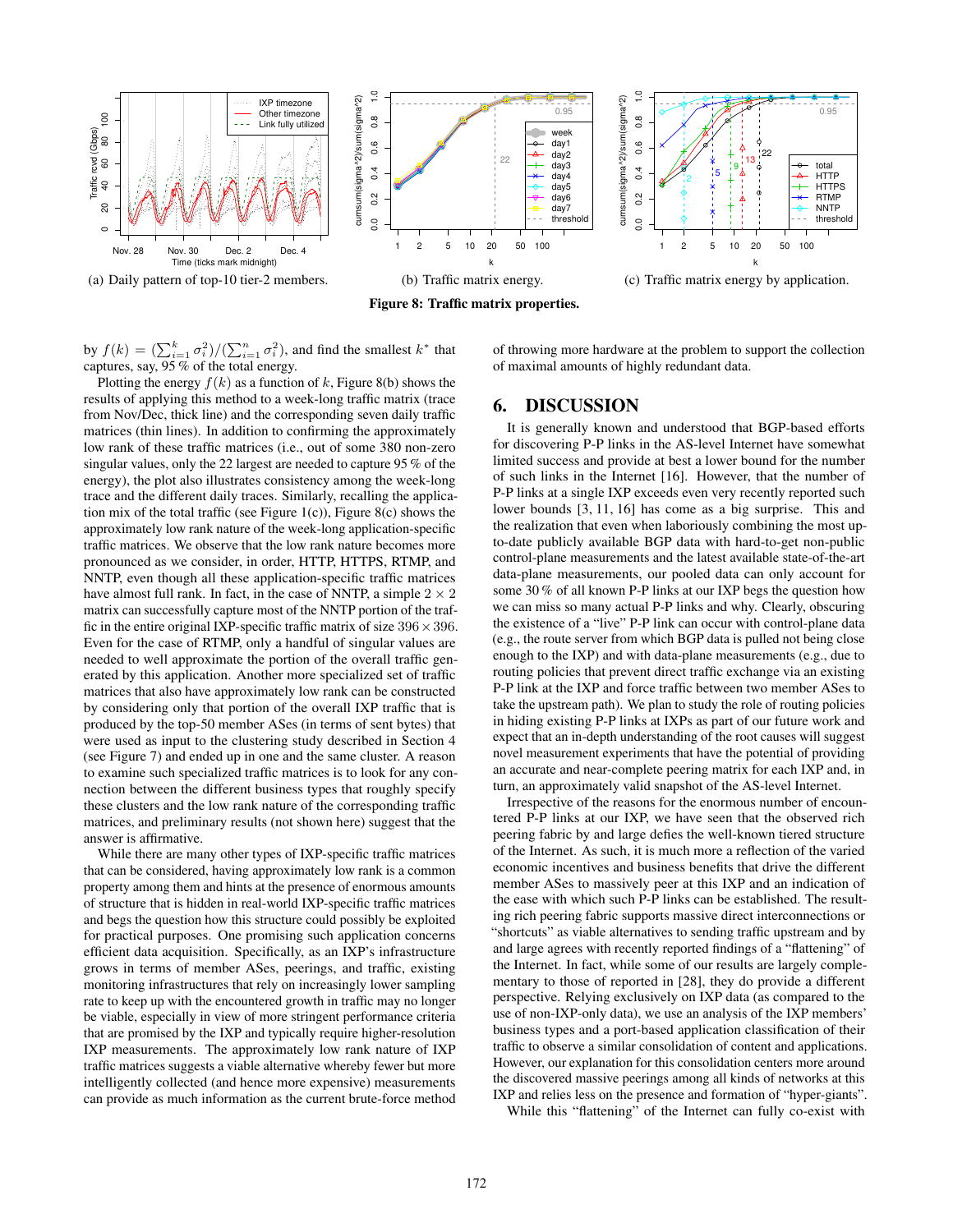IXP timezone
Other timezone
Link fully utilized

Traffic rcvd (Gbps)

0 20 40 60 80 100

Nov. 28 Nov. 30 Dec. 2 Dec. 4

Time (ticks mark midnight)

(a) Daily pattern of top-10 tier-2 members.

cumsum(sigma^2)/sum(sigma^2)

0.0 0.2 0.4 0.6 0.8 1.0

0.95

22

week
day1
day2
day3
day4
day5
day6
day7
threshold

1 2 5 10 20 50 100

k

(b) Traffic matrix energy.

cumsum(sigma^2)/sum(sigma^2)

0.0 0.2 0.4 0.6 0.8 1.0

0.95

2 5 9 13 22

total
HTTP
HTTPS
RTMP
NNTP
threshold

1 2 5 10 20 50 100

k

(c) Traffic matrix energy by application.

**Figure 8: Traffic matrix properties.**

by $f(k) = (\sum_{i=1}^{k} \sigma_i^2)/(\sum_{i=1}^{n} \sigma_i^2)$, and find the smallest $k^*$ that captures, say, 95 % of the total energy.

Plotting the energy $f(k)$ as a function of $k$, Figure 8(b) shows the results of applying this method to a week-long traffic matrix (trace from Nov/Dec, thick line) and the corresponding seven daily traffic matrices (thin lines). In addition to confirming the approximately low rank of these traffic matrices (i.e., out of some 380 non-zero singular values, only the 22 largest are needed to capture 95 % of the energy), the plot also illustrates consistency among the week-long trace and the different daily traces. Similarly, recalling the application mix of the total traffic (see Figure 1(c)), Figure 8(c) shows the approximately low rank nature of the week-long application-specific traffic matrices. We observe that the low rank nature becomes more pronounced as we consider, in order, HTTP, HTTPS, RTMP, and NNTP, even though all these application-specific traffic matrices have almost full rank. In fact, in the case of NNTP, a simple $2 \times 2$ matrix can successfully capture most of the NNTP portion of the traffic in the entire original IXP-specific traffic matrix of size $396 \times 396$. Even for the case of RTMP, only a handful of singular values are needed to well approximate the portion of the overall traffic generated by this application. Another more specialized set of traffic matrices that also have approximately low rank can be constructed by considering only that portion of the overall IXP traffic that is produced by the top-50 member ASes (in terms of sent bytes) that were used as input to the clustering study described in Section 4 (see Figure 7) and ended up in one and the same cluster. A reason to examine such specialized traffic matrices is to look for any connection between the different business types that roughly specify these clusters and the low rank nature of the corresponding traffic matrices, and preliminary results (not shown here) suggest that the answer is affirmative.

While there are many other types of IXP-specific traffic matrices that can be considered, having approximately low rank is a common property among them and hints at the presence of enormous amounts of structure that is hidden in real-world IXP-specific traffic matrices and begs the question how this structure could possibly be exploited for practical purposes. One promising such application concerns efficient data acquisition. Specifically, as an IXP's infrastructure grows in terms of member ASes, peerings, and traffic, existing monitoring infrastructures that rely on increasingly lower sampling rate to keep up with the encountered growth in traffic may no longer be viable, especially in view of more stringent performance criteria that are promised by the IXP and typically require higher-resolution IXP measurements. The approximately low rank nature of IXP traffic matrices suggests a viable alternative whereby fewer but more intelligently collected (and hence more expensive) measurements can provide as much information as the current brute-force method of throwing more hardware at the problem to support the collection of maximal amounts of highly redundant data.

## 6. DISCUSSION

It is generally known and understood that BGP-based efforts for discovering P-P links in the AS-level Internet have somewhat limited success and provide at best a lower bound for the number of such links in the Internet [16]. However, that the number of P-P links at a single IXP exceeds even very recently reported such lower bounds [3, 11, 16] has come as a big surprise. This and the realization that even when laboriously combining the most up-to-date publicly available BGP data with hard-to-get non-public control-plane measurements and the latest available state-of-the-art data-plane measurements, our pooled data can only account for some 30 % of all known P-P links at our IXP begs the question how we can miss so many actual P-P links and why. Clearly, obscuring the existence of a "live" P-P link can occur with control-plane data (e.g., the route server from which BGP data is pulled not being close enough to the IXP) and with data-plane measurements (e.g., due to routing policies that prevent direct traffic exchange via an existing P-P link at the IXP and force traffic between two member ASes to take the upstream path). We plan to study the role of routing policies in hiding existing P-P links at IXPs as part of our future work and expect that an in-depth understanding of the root causes will suggest novel measurement experiments that have the potential of providing an accurate and near-complete peering matrix for each IXP and, in turn, an approximately valid snapshot of the AS-level Internet.

Irrespective of the reasons for the enormous number of encountered P-P links at our IXP, we have seen that the observed rich peering fabric by and large defies the well-known tiered structure of the Internet. As such, it is much more a reflection of the varied economic incentives and business benefits that drive the different member ASes to massively peer at this IXP and an indication of the ease with which such P-P links can be established. The resulting rich peering fabric supports massive direct interconnections or "shortcuts" as viable alternatives to sending traffic upstream and by and large agrees with recently reported findings of a "flattening" of the Internet. In fact, while some of our results are largely complementary to those of reported in [28], they do provide a different perspective. Relying exclusively on IXP data (as compared to the use of non-IXP-only data), we use an analysis of the IXP members' business types and a port-based application classification of their traffic to observe a similar consolidation of content and applications. However, our explanation for this consolidation centers more around the discovered massive peerings among all kinds of networks at this IXP and relies less on the presence and formation of "hyper-giants".

While this "flattening" of the Internet can fully co-exist with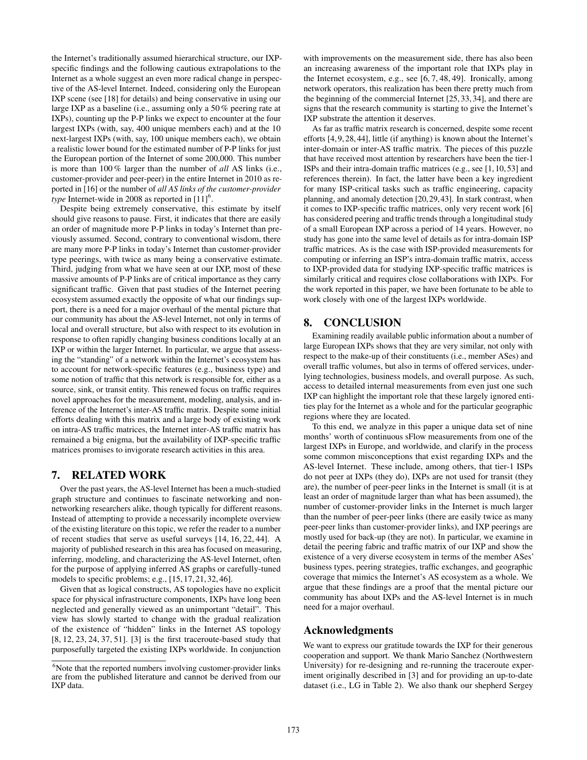the Internet's traditionally assumed hierarchical structure, our IXP-specific findings and the following cautious extrapolations to the Internet as a whole suggest an even more radical change in perspective of the AS-level Internet. Indeed, considering only the European IXP scene (see [18] for details) and being conservative in using our large IXP as a baseline (i.e., assuming only a 50 % peering rate at IXPs), counting up the P-P links we expect to encounter at the four largest IXPs (with, say, 400 unique members each) and at the 10 next-largest IXPs (with, say, 100 unique members each), we obtain a realistic lower bound for the estimated number of P-P links for just the European portion of the Internet of some 200,000. This number is more than 100 % larger than the number of *all* AS links (i.e., customer-provider and peer-peer) in the entire Internet in 2010 as reported in [16] or the number of *all AS links of the customer-provider type* Internet-wide in 2008 as reported in [11][6].

Despite being extremely conservative, this estimate by itself should give reasons to pause. First, it indicates that there are easily an order of magnitude more P-P links in today's Internet than previously assumed. Second, contrary to conventional wisdom, there are many more P-P links in today's Internet than customer-provider type peerings, with twice as many being a conservative estimate. Third, judging from what we have seen at our IXP, most of these massive amounts of P-P links are of critical importance as they carry significant traffic. Given that past studies of the Internet peering ecosystem assumed exactly the opposite of what our findings support, there is a need for a major overhaul of the mental picture that our community has about the AS-level Internet, not only in terms of local and overall structure, but also with respect to its evolution in response to often rapidly changing business conditions locally at an IXP or within the larger Internet. In particular, we argue that assessing the "standing" of a network within the Internet's ecosystem has to account for network-specific features (e.g., business type) and some notion of traffic that this network is responsible for, either as a source, sink, or transit entity. This renewed focus on traffic requires novel approaches for the measurement, modeling, analysis, and inference of the Internet's inter-AS traffic matrix. Despite some initial efforts dealing with this matrix and a large body of existing work on intra-AS traffic matrices, the Internet inter-AS traffic matrix has remained a big enigma, but the availability of IXP-specific traffic matrices promises to invigorate research activities in this area.

## 7. RELATED WORK

Over the past years, the AS-level Internet has been a much-studied graph structure and continues to fascinate networking and non-networking researchers alike, though typically for different reasons. Instead of attempting to provide a necessarily incomplete overview of the existing literature on this topic, we refer the reader to a number of recent studies that serve as useful surveys [14, 16, 22, 44]. A majority of published research in this area has focused on measuring, inferring, modeling, and characterizing the AS-level Internet, often for the purpose of applying inferred AS graphs or carefully-tuned models to specific problems; e.g., [15, 17, 21, 32, 46].

Given that as logical constructs, AS topologies have no explicit space for physical infrastructure components, IXPs have long been neglected and generally viewed as an unimportant "detail". This view has slowly started to change with the gradual realization of the existence of "hidden" links in the Internet AS topology [8, 12, 23, 24, 37, 51]. [3] is the first traceroute-based study that purposefully targeted the existing IXPs worldwide. In conjunction with improvements on the measurement side, there has also been an increasing awareness of the important role that IXPs play in the Internet ecosystem, e.g., see [6, 7, 48, 49]. Ironically, among network operators, this realization has been there pretty much from the beginning of the commercial Internet [25, 33, 34], and there are signs that the research community is starting to give the Internet's IXP substrate the attention it deserves.

As far as traffic matrix research is concerned, despite some recent efforts [4, 9, 28, 44], little (if anything) is known about the Internet's inter-domain or inter-AS traffic matrix. The pieces of this puzzle that have received most attention by researchers have been the tier-1 ISPs and their intra-domain traffic matrices (e.g., see [1, 10, 53] and references therein). In fact, the latter have been a key ingredient for many ISP-critical tasks such as traffic engineering, capacity planning, and anomaly detection [20, 29, 43]. In stark contrast, when it comes to IXP-specific traffic matrices, only very recent work [6] has considered peering and traffic trends through a longitudinal study of a small European IXP across a period of 14 years. However, no study has gone into the same level of details as for intra-domain ISP traffic matrices. As is the case with ISP-provided measurements for computing or inferring an ISP's intra-domain traffic matrix, access to IXP-provided data for studying IXP-specific traffic matrices is similarly critical and requires close collaborations with IXPs. For the work reported in this paper, we have been fortunate to be able to work closely with one of the largest IXPs worldwide.

## 8. CONCLUSION

Examining readily available public information about a number of large European IXPs shows that they are very similar, not only with respect to the make-up of their constituents (i.e., member ASes) and overall traffic volumes, but also in terms of offered services, underlying technologies, business models, and overall purpose. As such, access to detailed internal measurements from even just one such IXP can highlight the important role that these largely ignored entities play for the Internet as a whole and for the particular geographic regions where they are located.

To this end, we analyze in this paper a unique data set of nine months' worth of continuous sFlow measurements from one of the largest IXPs in Europe, and worldwide, and clarify in the process some common misconceptions that exist regarding IXPs and the AS-level Internet. These include, among others, that tier-1 ISPs do not peer at IXPs (they do), IXPs are not used for transit (they are), the number of peer-peer links in the Internet is small (it is at least an order of magnitude larger than what has been assumed), the number of customer-provider links in the Internet is much larger than the number of peer-peer links (there are easily twice as many peer-peer links than customer-provider links), and IXP peerings are mostly used for back-up (they are not). In particular, we examine in detail the peering fabric and traffic matrix of our IXP and show the existence of a very diverse ecosystem in terms of the member ASes' business types, peering strategies, traffic exchanges, and geographic coverage that mimics the Internet's AS ecosystem as a whole. We argue that these findings are a proof that the mental picture our community has about IXPs and the AS-level Internet is in much need for a major overhaul.

## Acknowledgments

We want to express our gratitude towards the IXP for their generous cooperation and support. We thank Mario Sanchez (Northwestern University) for re-designing and re-running the traceroute experiment originally described in [3] and for providing an up-to-date dataset (i.e., LG in Table 2). We also thank our shepherd Sergey

[6] Note that the reported numbers involving customer-provider links are from the published literature and cannot be derived from our IXP data.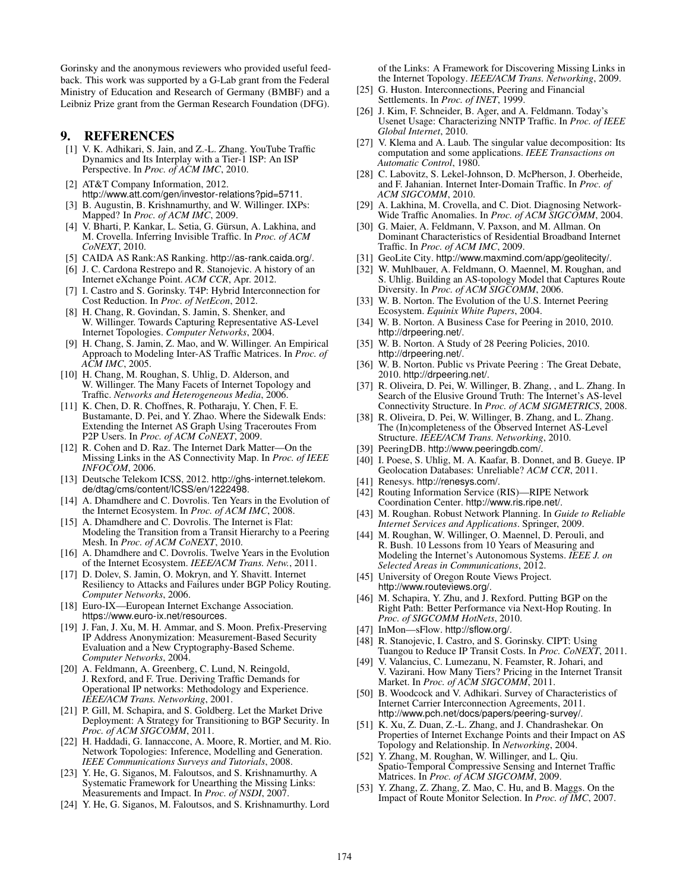Gorinsky and the anonymous reviewers who provided useful feedback. This work was supported by a G-Lab grant from the Federal Ministry of Education and Research of Germany (BMBF) and a Leibniz Prize grant from the German Research Foundation (DFG).

# 9. REFERENCES

[1] V. K. Adhikari, S. Jain, and Z.-L. Zhang. YouTube Traffic Dynamics and Its Interplay with a Tier-1 ISP: An ISP Perspective. In *Proc. of ACM IMC*, 2010.

[2] AT&T Company Information, 2012. http://www.att.com/gen/investor-relations?pid=5711.

[3] B. Augustin, B. Krishnamurthy, and W. Willinger. IXPs: Mapped? In *Proc. of ACM IMC*, 2009.

[4] V. Bharti, P. Kankar, L. Setia, G. Gürsun, A. Lakhina, and M. Crovella. Inferring Invisible Traffic. In *Proc. of ACM CoNEXT*, 2010.

[5] CAIDA AS Rank:AS Ranking. http://as-rank.caida.org/.

[6] J. C. Cardona Restrepo and R. Stanojevic. A history of an Internet eXchange Point. *ACM CCR*, Apr. 2012.

[7] I. Castro and S. Gorinsky. T4P: Hybrid Interconnection for Cost Reduction. In *Proc. of NetEcon*, 2012.

[8] H. Chang, R. Govindan, S. Jamin, S. Shenker, and W. Willinger. Towards Capturing Representative AS-Level Internet Topologies. *Computer Networks*, 2004.

[9] H. Chang, S. Jamin, Z. Mao, and W. Willinger. An Empirical Approach to Modeling Inter-AS Traffic Matrices. In *Proc. of ACM IMC*, 2005.

[10] H. Chang, M. Roughan, S. Uhlig, D. Alderson, and W. Willinger. The Many Facets of Internet Topology and Traffic. *Networks and Heterogeneous Media*, 2006.

[11] K. Chen, D. R. Choffnes, R. Potharaju, Y. Chen, F. E. Bustamante, D. Pei, and Y. Zhao. Where the Sidewalk Ends: Extending the Internet AS Graph Using Traceroutes From P2P Users. In *Proc. of ACM CoNEXT*, 2009.

[12] R. Cohen and D. Raz. The Internet Dark Matter—On the Missing Links in the AS Connectivity Map. In *Proc. of IEEE INFOCOM*, 2006.

[13] Deutsche Telekom ICSS, 2012. http://ghs-internet.telekom.de/dtag/cms/content/ICSS/en/1222498.

[14] A. Dhamdhere and C. Dovrolis. Ten Years in the Evolution of the Internet Ecosystem. In *Proc. of ACM IMC*, 2008.

[15] A. Dhamdhere and C. Dovrolis. The Internet is Flat: Modeling the Transition from a Transit Hierarchy to a Peering Mesh. In *Proc. of ACM CoNEXT*, 2010.

[16] A. Dhamdhere and C. Dovrolis. Twelve Years in the Evolution of the Internet Ecosystem. *IEEE/ACM Trans. Netw.*, 2011.

[17] D. Dolev, S. Jamin, O. Mokryn, and Y. Shavitt. Internet Resiliency to Attacks and Failures under BGP Policy Routing. *Computer Networks*, 2006.

[18] Euro-IX—European Internet Exchange Association. https://www.euro-ix.net/resources.

[19] J. Fan, J. Xu, M. H. Ammar, and S. Moon. Prefix-Preserving IP Address Anonymization: Measurement-Based Security Evaluation and a New Cryptography-Based Scheme. *Computer Networks*, 2004.

[20] A. Feldmann, A. Greenberg, C. Lund, N. Reingold, J. Rexford, and F. True. Deriving Traffic Demands for Operational IP networks: Methodology and Experience. *IEEE/ACM Trans. Networking*, 2001.

[21] P. Gill, M. Schapira, and S. Goldberg. Let the Market Drive Deployment: A Strategy for Transitioning to BGP Security. In *Proc. of ACM SIGCOMM*, 2011.

[22] H. Haddadi, G. Iannaccone, A. Moore, R. Mortier, and M. Rio. Network Topologies: Inference, Modelling and Generation. *IEEE Communications Surveys and Tutorials*, 2008.

[23] Y. He, G. Siganos, M. Faloutsos, and S. Krishnamurthy. A Systematic Framework for Unearthing the Missing Links: Measurements and Impact. In *Proc. of NSDI*, 2007.

[24] Y. He, G. Siganos, M. Faloutsos, and S. Krishnamurthy. Lord of the Links: A Framework for Discovering Missing Links in the Internet Topology. *IEEE/ACM Trans. Networking*, 2009.

[25] G. Huston. Interconnections, Peering and Financial Settlements. In *Proc. of INET*, 1999.

[26] J. Kim, F. Schneider, B. Ager, and A. Feldmann. Today's Usenet Usage: Characterizing NNTP Traffic. In *Proc. of IEEE Global Internet*, 2010.

[27] V. Klema and A. Laub. The singular value decomposition: Its computation and some applications. *IEEE Transactions on Automatic Control*, 1980.

[28] C. Labovitz, S. Lekel-Johnson, D. McPherson, J. Oberheide, and F. Jahanian. Internet Inter-Domain Traffic. In *Proc. of ACM SIGCOMM*, 2010.

[29] A. Lakhina, M. Crovella, and C. Diot. Diagnosing Network-Wide Traffic Anomalies. In *Proc. of ACM SIGCOMM*, 2004.

[30] G. Maier, A. Feldmann, V. Paxson, and M. Allman. On Dominant Characteristics of Residential Broadband Internet Traffic. In *Proc. of ACM IMC*, 2009.

[31] GeoLite City. http://www.maxmind.com/app/geolitecity/.

[32] W. Muhlbauer, A. Feldmann, O. Maennel, M. Roughan, and S. Uhlig. Building an AS-topology Model that Captures Route Diversity. In *Proc. of ACM SIGCOMM*, 2006.

[33] W. B. Norton. The Evolution of the U.S. Internet Peering Ecosystem. *Equinix White Papers*, 2004.

[34] W. B. Norton. A Business Case for Peering in 2010, 2010. http://drpeering.net/.

[35] W. B. Norton. A Study of 28 Peering Policies, 2010. http://drpeering.net/.

[36] W. B. Norton. Public vs Private Peering : The Great Debate, 2010. http://drpeering.net/.

[37] R. Oliveira, D. Pei, W. Willinger, B. Zhang, , and L. Zhang. In Search of the Elusive Ground Truth: The Internet's AS-level Connectivity Structure. In *Proc. of ACM SIGMETRICS*, 2008.

[38] R. Oliveira, D. Pei, W. Willinger, B. Zhang, and L. Zhang. The (In)completeness of the Observed Internet AS-Level Structure. *IEEE/ACM Trans. Networking*, 2010.

[39] PeeringDB. http://www.peeringdb.com/.

[40] I. Poese, S. Uhlig, M. A. Kaafar, B. Donnet, and B. Gueye. IP Geolocation Databases: Unreliable? *ACM CCR*, 2011.

[41] Renesys. http://renesys.com/.

[42] Routing Information Service (RIS)—RIPE Network Coordination Center. http://www.ris.ripe.net/.

[43] M. Roughan. Robust Network Planning. In *Guide to Reliable Internet Services and Applications*. Springer, 2009.

[44] M. Roughan, W. Willinger, O. Maennel, D. Perouli, and R. Bush. 10 Lessons from 10 Years of Measuring and Modeling the Internet's Autonomous Systems. *IEEE J. on Selected Areas in Communications*, 2012.

[45] University of Oregon Route Views Project. http://www.routeviews.org/.

[46] M. Schapira, Y. Zhu, and J. Rexford. Putting BGP on the Right Path: Better Performance via Next-Hop Routing. In *Proc. of SIGCOMM HotNets*, 2010.

[47] InMon—sFlow. http://sflow.org/.

[48] R. Stanojevic, I. Castro, and S. Gorinsky. CIPT: Using Tuangou to Reduce IP Transit Costs. In *Proc. CoNEXT*, 2011.

[49] V. Valancius, C. Lumezanu, N. Feamster, R. Johari, and V. Vazirani. How Many Tiers? Pricing in the Internet Transit Market. In *Proc. of ACM SIGCOMM*, 2011.

[50] B. Woodcock and V. Adhikari. Survey of Characteristics of Internet Carrier Interconnection Agreements, 2011. http://www.pch.net/docs/papers/peering-survey/.

[51] K. Xu, Z. Duan, Z.-L. Zhang, and J. Chandrashekar. On Properties of Internet Exchange Points and their Impact on AS Topology and Relationship. In *Networking*, 2004.

[52] Y. Zhang, M. Roughan, W. Willinger, and L. Qiu. Spatio-Temporal Compressive Sensing and Internet Traffic Matrices. In *Proc. of ACM SIGCOMM*, 2009.

[53] Y. Zhang, Z. Zhang, Z. Mao, C. Hu, and B. Maggs. On the Impact of Route Monitor Selection. In *Proc. of IMC*, 2007.